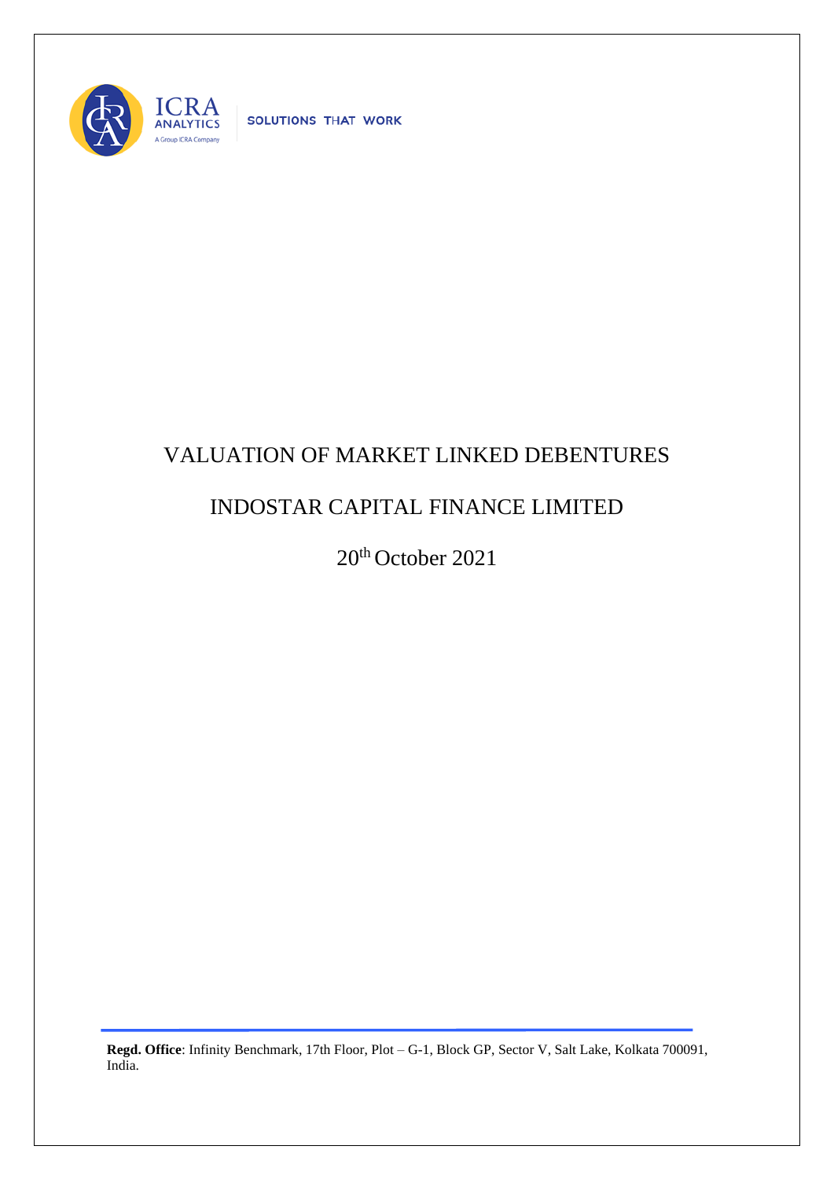ICRA ANALYTICS

A Group ICRA Company

SOLUTIONS THAT WORK

# VALUATION OF MARKET LINKED DEBENTURES

# INDOSTAR CAPITAL FINANCE LIMITED

20th October 2021

**Regd. Office**: Infinity Benchmark, 17th Floor, Plot – G-1, Block GP, Sector V, Salt Lake, Kolkata 700091, India.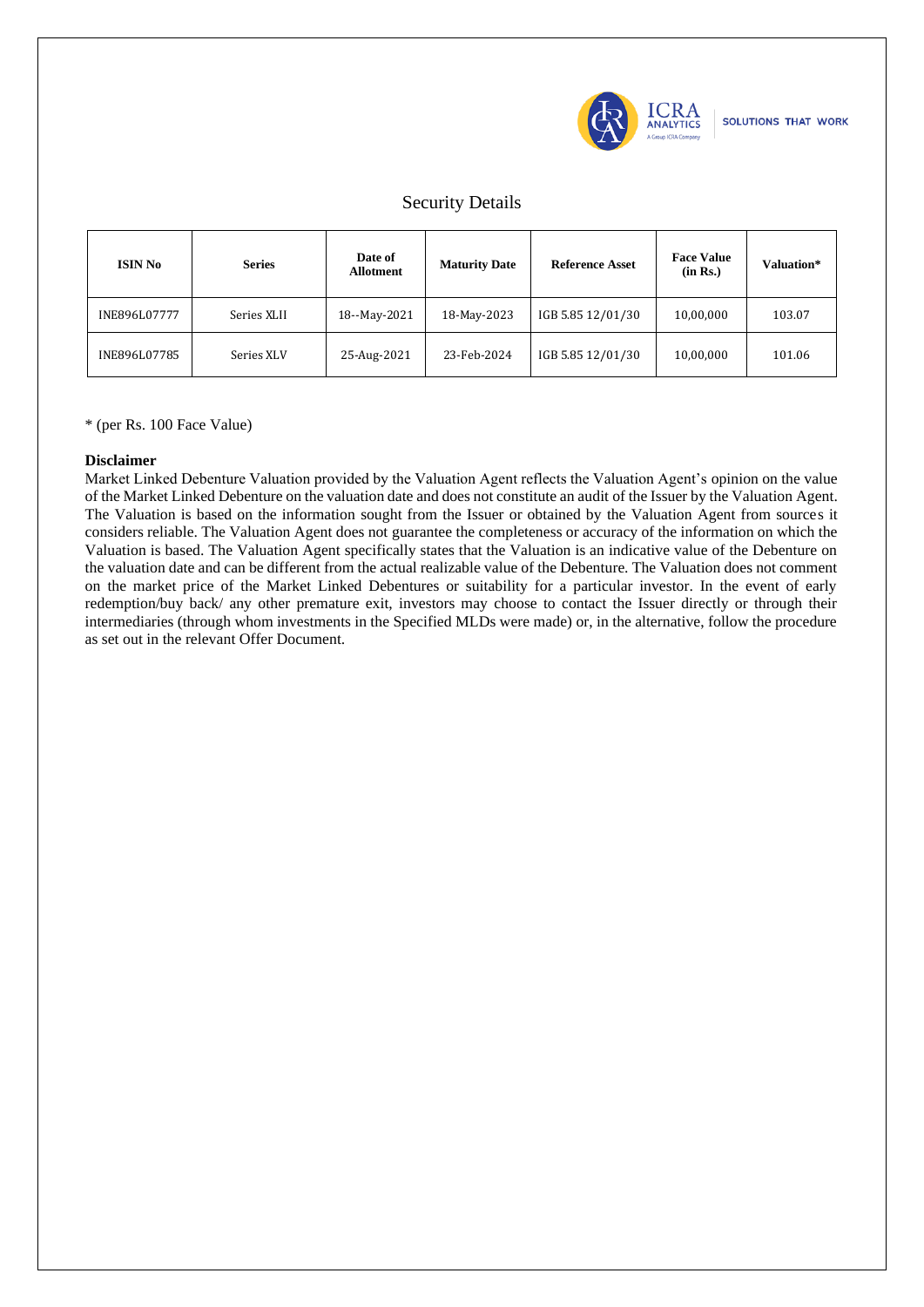## Security Details

| ISIN No | Series | Date of Allotment | Maturity Date | Reference Asset | Face Value (in Rs.) | Valuation* |
|---|---|---|---|---|---|---|
| INE896L07777 | Series XLII | 18--May-2021 | 18-May-2023 | IGB 5.85 12/01/30 | 10,00,000 | 103.07 |
| INE896L07785 | Series XLV | 25-Aug-2021 | 23-Feb-2024 | IGB 5.85 12/01/30 | 10,00,000 | 101.06 |

* (per Rs. 100 Face Value)

**Disclaimer**

Market Linked Debenture Valuation provided by the Valuation Agent reflects the Valuation Agent's opinion on the value of the Market Linked Debenture on the valuation date and does not constitute an audit of the Issuer by the Valuation Agent. The Valuation is based on the information sought from the Issuer or obtained by the Valuation Agent from sources it considers reliable. The Valuation Agent does not guarantee the completeness or accuracy of the information on which the Valuation is based. The Valuation Agent specifically states that the Valuation is an indicative value of the Debenture on the valuation date and can be different from the actual realizable value of the Debenture. The Valuation does not comment on the market price of the Market Linked Debentures or suitability for a particular investor. In the event of early redemption/buy back/ any other premature exit, investors may choose to contact the Issuer directly or through their intermediaries (through whom investments in the Specified MLDs were made) or, in the alternative, follow the procedure as set out in the relevant Offer Document.